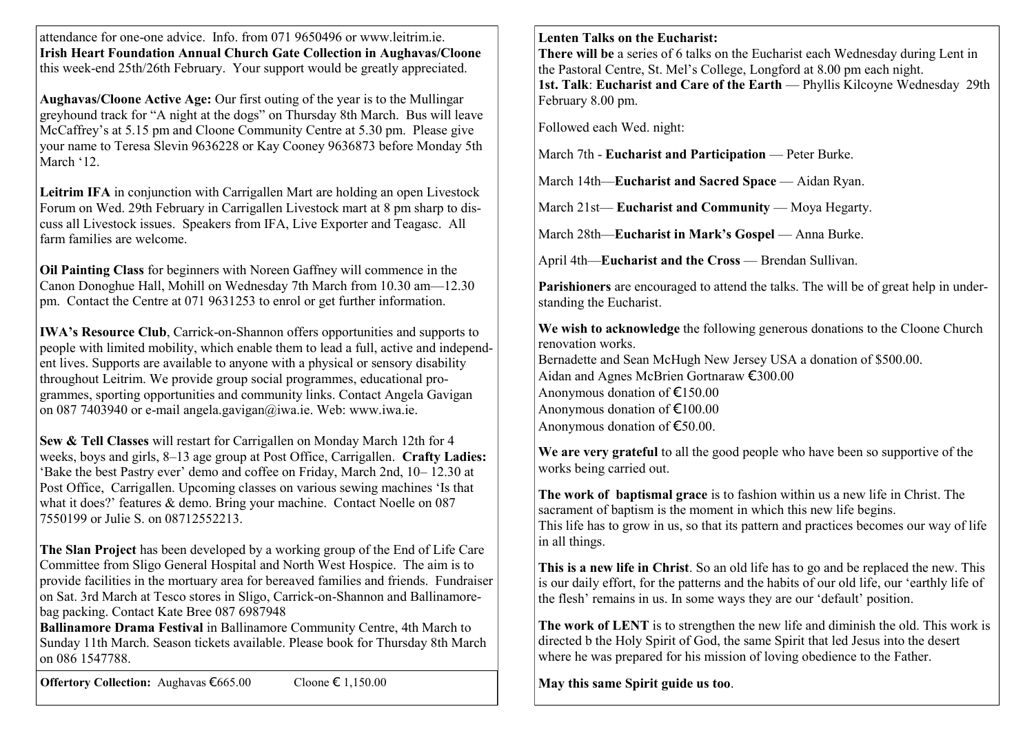attendance for one-one advice. Info. from 071 9650496 or www.leitrim.ie.
**Irish Heart Foundation Annual Church Gate Collection in Aughavas/Cloone** this week-end 25th/26th February. Your support would be greatly appreciated.

**Aughavas/Cloone Active Age:** Our first outing of the year is to the Mullingar greyhound track for "A night at the dogs" on Thursday 8th March. Bus will leave McCaffrey's at 5.15 pm and Cloone Community Centre at 5.30 pm. Please give your name to Teresa Slevin 9636228 or Kay Cooney 9636873 before Monday 5th March '12.

**Leitrim IFA** in conjunction with Carrigallen Mart are holding an open Livestock Forum on Wed. 29th February in Carrigallen Livestock mart at 8 pm sharp to discuss all Livestock issues. Speakers from IFA, Live Exporter and Teagasc. All farm families are welcome.

**Oil Painting Class** for beginners with Noreen Gaffney will commence in the Canon Donoghue Hall, Mohill on Wednesday 7th March from 10.30 am—12.30 pm. Contact the Centre at 071 9631253 to enrol or get further information.

**IWA's Resource Club**, Carrick-on-Shannon offers opportunities and supports to people with limited mobility, which enable them to lead a full, active and independent lives. Supports are available to anyone with a physical or sensory disability throughout Leitrim. We provide group social programmes, educational programmes, sporting opportunities and community links. Contact Angela Gavigan on 087 7403940 or e-mail angela.gavigan@iwa.ie. Web: www.iwa.ie.

**Sew & Tell Classes** will restart for Carrigallen on Monday March 12th for 4 weeks, boys and girls, 8–13 age group at Post Office, Carrigallen. **Crafty Ladies:** 'Bake the best Pastry ever' demo and coffee on Friday, March 2nd, 10– 12.30 at Post Office, Carrigallen. Upcoming classes on various sewing machines 'Is that what it does?' features & demo. Bring your machine. Contact Noelle on 087 7550199 or Julie S. on 08712552213.

**The Slan Project** has been developed by a working group of the End of Life Care Committee from Sligo General Hospital and North West Hospice. The aim is to provide facilities in the mortuary area for bereaved families and friends. Fundraiser on Sat. 3rd March at Tesco stores in Sligo, Carrick-on-Shannon and Ballinamore-bag packing. Contact Kate Bree 087 6987948

**Ballinamore Drama Festival** in Ballinamore Community Centre, 4th March to Sunday 11th March. Season tickets available. Please book for Thursday 8th March on 086 1547788.

**Offertory Collection:** Aughavas €665.00 Cloone € 1,150.00

**Lenten Talks on the Eucharist:**
**There will be** a series of 6 talks on the Eucharist each Wednesday during Lent in the Pastoral Centre, St. Mel's College, Longford at 8.00 pm each night.
**1st. Talk**: **Eucharist and Care of the Earth** — Phyllis Kilcoyne Wednesday 29th February 8.00 pm.

Followed each Wed. night:

March 7th - **Eucharist and Participation** — Peter Burke.

March 14th—**Eucharist and Sacred Space** — Aidan Ryan.

March 21st— **Eucharist and Community** — Moya Hegarty.

March 28th—**Eucharist in Mark's Gospel** — Anna Burke.

April 4th—**Eucharist and the Cross** — Brendan Sullivan.

**Parishioners** are encouraged to attend the talks. The will be of great help in understanding the Eucharist.

**We wish to acknowledge** the following generous donations to the Cloone Church renovation works.
Bernadette and Sean McHugh New Jersey USA a donation of $500.00.
Aidan and Agnes McBrien Gortnaraw €300.00
Anonymous donation of €150.00
Anonymous donation of €100.00
Anonymous donation of €50.00.

**We are very grateful** to all the good people who have been so supportive of the works being carried out.

**The work of baptismal grace** is to fashion within us a new life in Christ. The sacrament of baptism is the moment in which this new life begins.
This life has to grow in us, so that its pattern and practices becomes our way of life in all things.

**This is a new life in Christ**. So an old life has to go and be replaced the new. This is our daily effort, for the patterns and the habits of our old life, our 'earthly life of the flesh' remains in us. In some ways they are our 'default' position.

**The work of LENT** is to strengthen the new life and diminish the old. This work is directed b the Holy Spirit of God, the same Spirit that led Jesus into the desert where he was prepared for his mission of loving obedience to the Father.

**May this same Spirit guide us too**.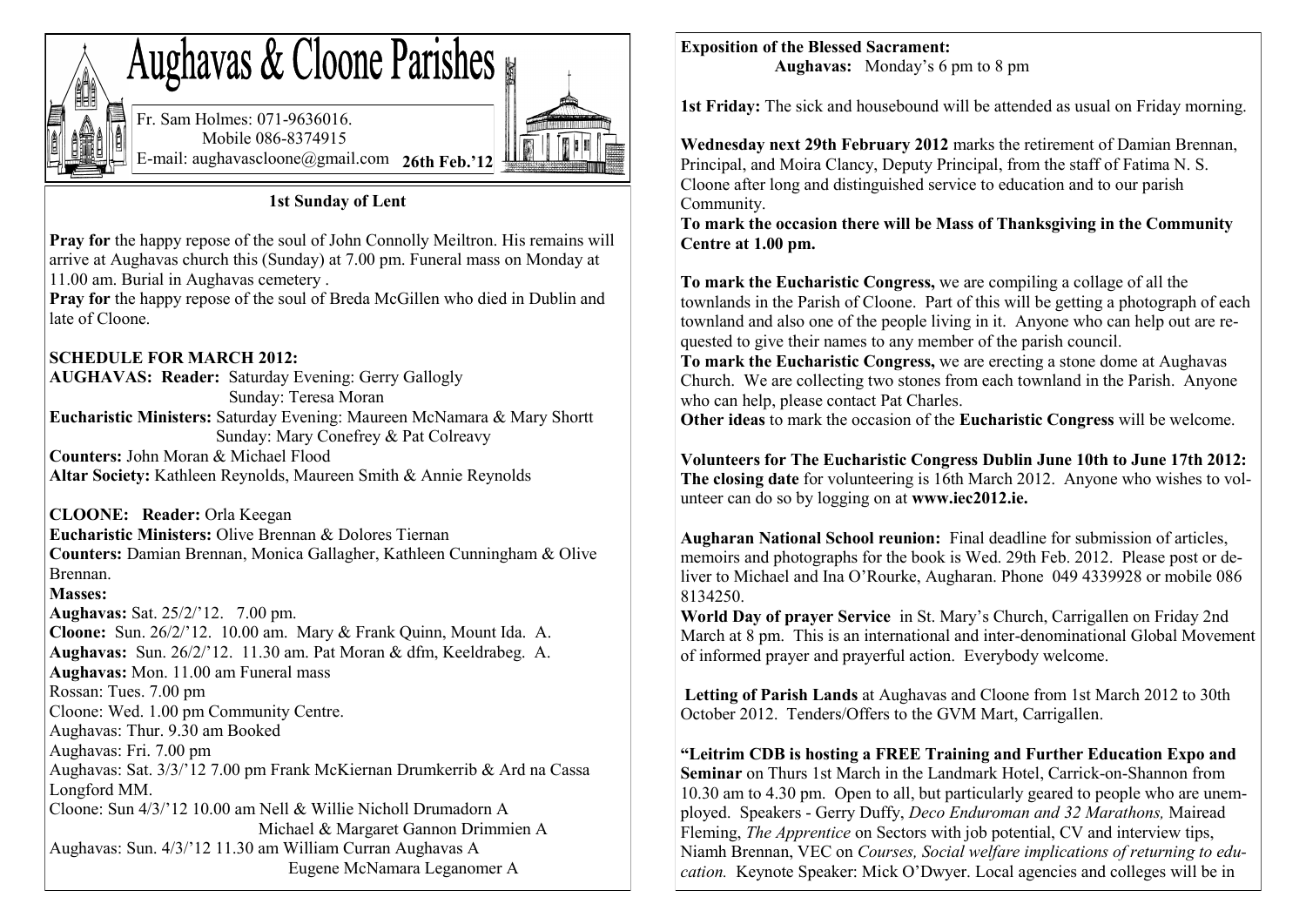# Aughavas & Cloone Parishes

Fr. Sam Holmes: 071-9636016.
Mobile 086-8374915
E-mail: aughavascloone@gmail.com **26th Feb.'12**

## 1st Sunday of Lent

**Pray for** the happy repose of the soul of John Connolly Meiltron. His remains will arrive at Aughavas church this (Sunday) at 7.00 pm. Funeral mass on Monday at 11.00 am. Burial in Aughavas cemetery .

**Pray for** the happy repose of the soul of Breda McGillen who died in Dublin and late of Cloone.

**SCHEDULE FOR MARCH 2012:**

**AUGHAVAS: Reader:** Saturday Evening: Gerry Gallogly
Sunday: Teresa Moran

**Eucharistic Ministers:** Saturday Evening: Maureen McNamara & Mary Shortt
Sunday: Mary Conefrey & Pat Colreavy

**Counters:** John Moran & Michael Flood

**Altar Society:** Kathleen Reynolds, Maureen Smith & Annie Reynolds

**CLOONE: Reader:** Orla Keegan

**Eucharistic Ministers:** Olive Brennan & Dolores Tiernan

**Counters:** Damian Brennan, Monica Gallagher, Kathleen Cunningham & Olive Brennan.

**Masses:**

**Aughavas:** Sat. 25/2/'12. 7.00 pm.
**Cloone:** Sun. 26/2/'12. 10.00 am. Mary & Frank Quinn, Mount Ida. A.
**Aughavas:** Sun. 26/2/'12. 11.30 am. Pat Moran & dfm, Keeldrabeg. A.
**Aughavas:** Mon. 11.00 am Funeral mass
Rossan: Tues. 7.00 pm
Cloone: Wed. 1.00 pm Community Centre.
Aughavas: Thur. 9.30 am Booked
Aughavas: Fri. 7.00 pm
Aughavas: Sat. 3/3/'12 7.00 pm Frank McKiernan Drumkerrib & Ard na Cassa Longford MM.
Cloone: Sun 4/3/'12 10.00 am Nell & Willie Nicholl Drumadorn A
Michael & Margaret Gannon Drimmien A
Aughavas: Sun. 4/3/'12 11.30 am William Curran Aughavas A
Eugene McNamara Leganomer A

**Exposition of the Blessed Sacrament:**
**Aughavas:** Monday's 6 pm to 8 pm

**1st Friday:** The sick and housebound will be attended as usual on Friday morning.

**Wednesday next 29th February 2012** marks the retirement of Damian Brennan, Principal, and Moira Clancy, Deputy Principal, from the staff of Fatima N. S. Cloone after long and distinguished service to education and to our parish Community.

**To mark the occasion there will be Mass of Thanksgiving in the Community Centre at 1.00 pm.**

**To mark the Eucharistic Congress,** we are compiling a collage of all the townlands in the Parish of Cloone. Part of this will be getting a photograph of each townland and also one of the people living in it. Anyone who can help out are requested to give their names to any member of the parish council.

**To mark the Eucharistic Congress,** we are erecting a stone dome at Aughavas Church. We are collecting two stones from each townland in the Parish. Anyone who can help, please contact Pat Charles.

**Other ideas** to mark the occasion of the **Eucharistic Congress** will be welcome.

**Volunteers for The Eucharistic Congress Dublin June 10th to June 17th 2012: The closing date** for volunteering is 16th March 2012. Anyone who wishes to volunteer can do so by logging on at **www.iec2012.ie.**

**Augharan National School reunion:** Final deadline for submission of articles, memoirs and photographs for the book is Wed. 29th Feb. 2012. Please post or deliver to Michael and Ina O'Rourke, Augharan. Phone 049 4339928 or mobile 086 8134250.

**World Day of prayer Service** in St. Mary's Church, Carrigallen on Friday 2nd March at 8 pm. This is an international and inter-denominational Global Movement of informed prayer and prayerful action. Everybody welcome.

**Letting of Parish Lands** at Aughavas and Cloone from 1st March 2012 to 30th October 2012. Tenders/Offers to the GVM Mart, Carrigallen.

**"Leitrim CDB is hosting a FREE Training and Further Education Expo and Seminar** on Thurs 1st March in the Landmark Hotel, Carrick-on-Shannon from 10.30 am to 4.30 pm. Open to all, but particularly geared to people who are unemployed. Speakers - Gerry Duffy, *Deco Enduroman and 32 Marathons,* Mairead Fleming, *The Apprentice* on Sectors with job potential, CV and interview tips, Niamh Brennan, VEC on *Courses, Social welfare implications of returning to education.* Keynote Speaker: Mick O'Dwyer. Local agencies and colleges will be in